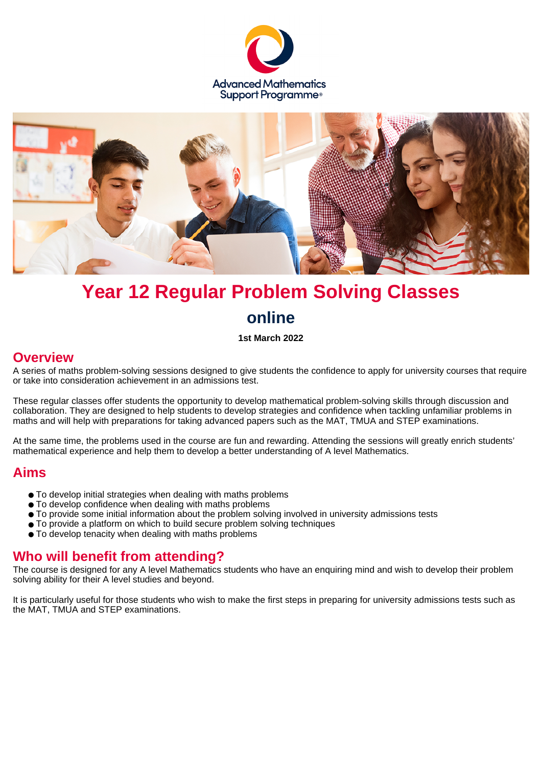Advanced Mathematics Support Programme®

# Year 12 Regular Problem Solving Classes

## online

**1st March 2022**

## Overview

A series of maths problem-solving sessions designed to give students the confidence to apply for university courses that require or take into consideration achievement in an admissions test.

These regular classes offer students the opportunity to develop mathematical problem-solving skills through discussion and collaboration. They are designed to help students to develop strategies and confidence when tackling unfamiliar problems in maths and will help with preparations for taking advanced papers such as the MAT, TMUA and STEP examinations.

At the same time, the problems used in the course are fun and rewarding. Attending the sessions will greatly enrich students' mathematical experience and help them to develop a better understanding of A level Mathematics.

## Aims

- To develop initial strategies when dealing with maths problems
- To develop confidence when dealing with maths problems
- To provide some initial information about the problem solving involved in university admissions tests
- To provide a platform on which to build secure problem solving techniques
- To develop tenacity when dealing with maths problems

## Who will benefit from attending?

The course is designed for any A level Mathematics students who have an enquiring mind and wish to develop their problem solving ability for their A level studies and beyond.

It is particularly useful for those students who wish to make the first steps in preparing for university admissions tests such as the MAT, TMUA and STEP examinations.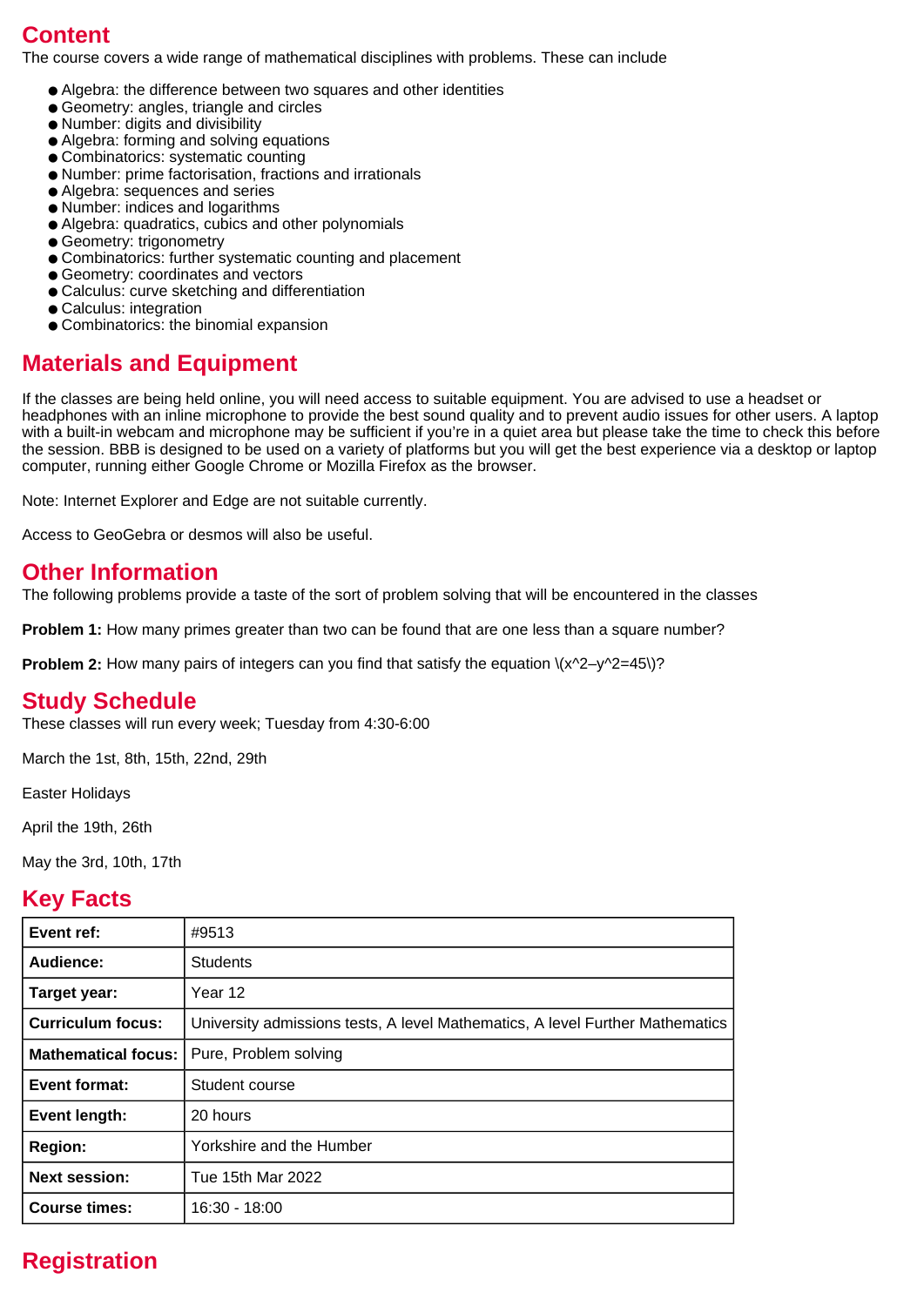## Content

The course covers a wide range of mathematical disciplines with problems. These can include

- Algebra: the difference between two squares and other identities
- Geometry: angles, triangle and circles
- Number: digits and divisibility
- Algebra: forming and solving equations
- Combinatorics: systematic counting
- Number: prime factorisation, fractions and irrationals
- Algebra: sequences and series
- Number: indices and logarithms
- Algebra: quadratics, cubics and other polynomials
- Geometry: trigonometry
- Combinatorics: further systematic counting and placement
- Geometry: coordinates and vectors
- Calculus: curve sketching and differentiation
- Calculus: integration
- Combinatorics: the binomial expansion

## Materials and Equipment

If the classes are being held online, you will need access to suitable equipment. You are advised to use a headset or headphones with an inline microphone to provide the best sound quality and to prevent audio issues for other users. A laptop with a built-in webcam and microphone may be sufficient if you're in a quiet area but please take the time to check this before the session. BBB is designed to be used on a variety of platforms but you will get the best experience via a desktop or laptop computer, running either Google Chrome or Mozilla Firefox as the browser.

Note: Internet Explorer and Edge are not suitable currently.

Access to GeoGebra or desmos will also be useful.

## Other Information

The following problems provide a taste of the sort of problem solving that will be encountered in the classes

**Problem 1:** How many primes greater than two can be found that are one less than a square number?

**Problem 2:** How many pairs of integers can you find that satisfy the equation $x^2-y^2=45$?

## Study Schedule

These classes will run every week; Tuesday from 4:30-6:00

March the 1st, 8th, 15th, 22nd, 29th

Easter Holidays

April the 19th, 26th

May the 3rd, 10th, 17th

## Key Facts

| | |
|---|---|
| **Event ref:** | #9513 |
| **Audience:** | Students |
| **Target year:** | Year 12 |
| **Curriculum focus:** | University admissions tests, A level Mathematics, A level Further Mathematics |
| **Mathematical focus:** | Pure, Problem solving |
| **Event format:** | Student course |
| **Event length:** | 20 hours |
| **Region:** | Yorkshire and the Humber |
| **Next session:** | Tue 15th Mar 2022 |
| **Course times:** | 16:30 - 18:00 |

## Registration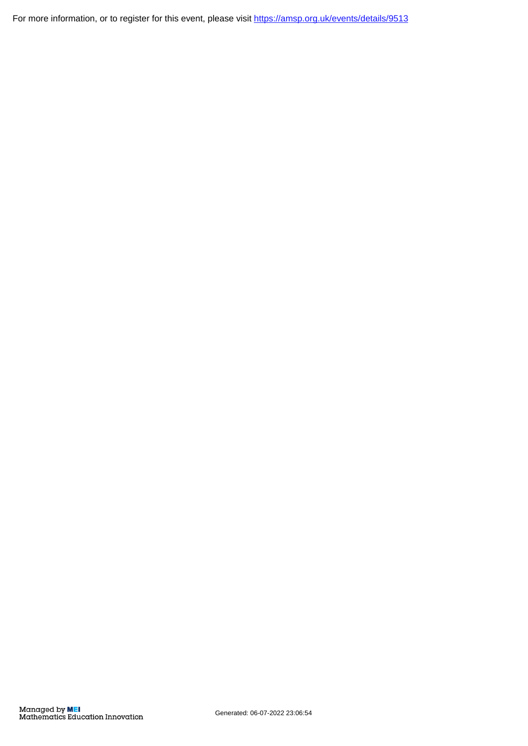For more information, or to register for this event, please visit [https://amsp.org.uk/events/details/9513](https://amsp.org.uk/events/details/9513)